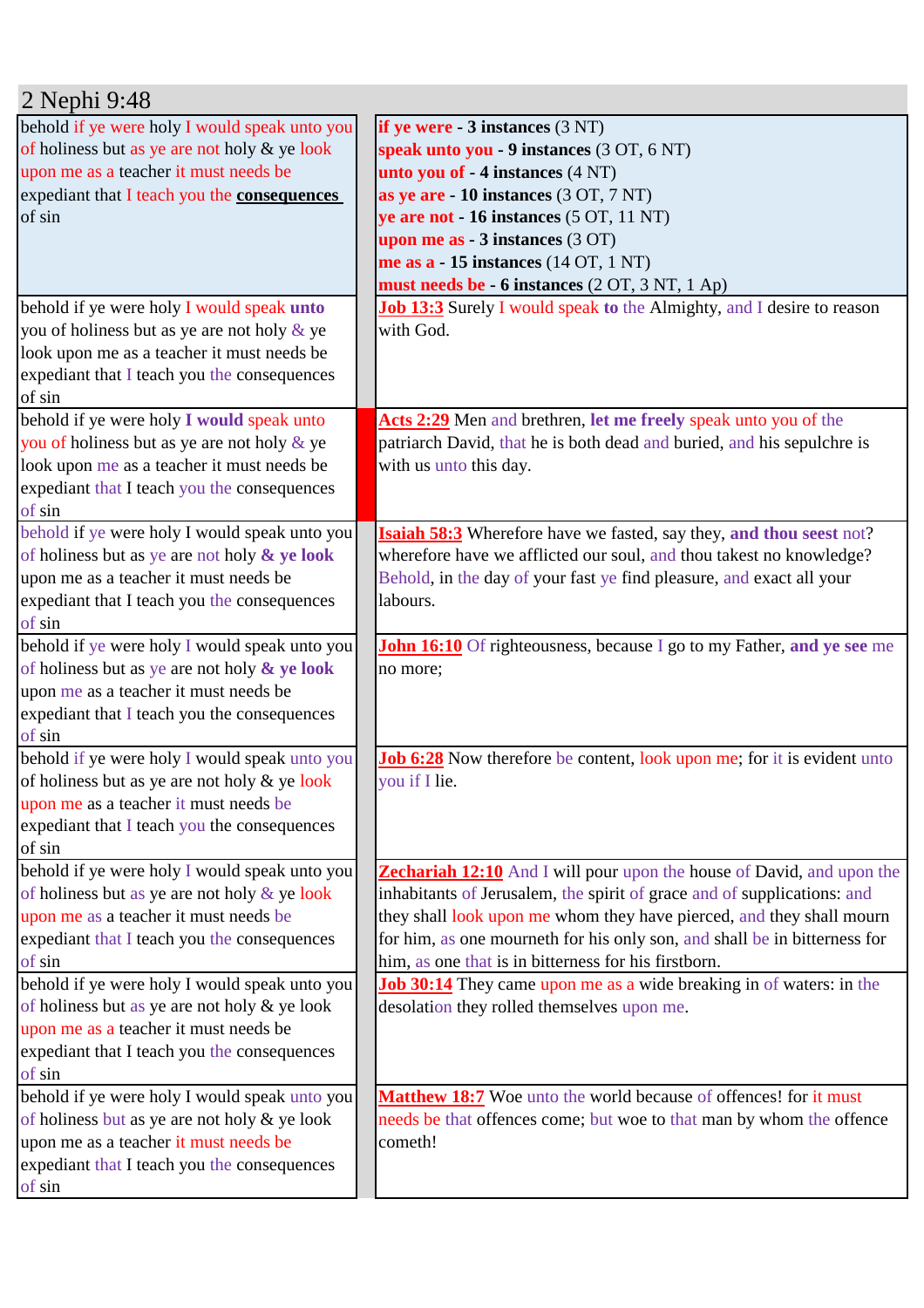# 2 Nephi 9:48

| | |
|---|---|
| behold if ye were holy I would speak unto you of holiness but as ye are not holy & ye look upon me as a teacher it must needs be expediant that I teach you the **consequences** of sin | **if ye were - 3 instances** (3 NT)<br>**speak unto you - 9 instances** (3 OT, 6 NT)<br>**unto you of - 4 instances** (4 NT)<br>**as ye are - 10 instances** (3 OT, 7 NT)<br>**ye are not - 16 instances** (5 OT, 11 NT)<br>**upon me as - 3 instances** (3 OT)<br>**me as a - 15 instances** (14 OT, 1 NT)<br>**must needs be - 6 instances** (2 OT, 3 NT, 1 Ap) |
| behold if ye were holy I would speak **unto** you of holiness but as ye are not holy & ye look upon me as a teacher it must needs be expediant that I teach you the consequences of sin | **Job 13:3** Surely I would speak **to** the Almighty, and I desire to reason with God. |
| behold if ye were holy **I would** speak unto you of holiness but as ye are not holy & ye look upon me as a teacher it must needs be expediant that I teach you the consequences of sin | **Acts 2:29** Men and brethren, **let me freely** speak unto you of the patriarch David, that he is both dead and buried, and his sepulchre is with us unto this day. |
| behold if ye were holy I would speak unto you of holiness but as ye are not holy **& ye look** upon me as a teacher it must needs be expediant that I teach you the consequences of sin | **Isaiah 58:3** Wherefore have we fasted, say they, **and thou seest** not? wherefore have we afflicted our soul, and thou takest no knowledge? Behold, in the day of your fast ye find pleasure, and exact all your labours. |
| behold if ye were holy I would speak unto you of holiness but as ye are not holy **& ye look** upon me as a teacher it must needs be expediant that I teach you the consequences of sin | **John 16:10** Of righteousness, because I go to my Father, **and ye see** me no more; |
| behold if ye were holy I would speak unto you of holiness but as ye are not holy & ye look upon me as a teacher it must needs be expediant that I teach you the consequences of sin | **Job 6:28** Now therefore be content, look upon me; for it is evident unto you if I lie. |
| behold if ye were holy I would speak unto you of holiness but as ye are not holy & ye look upon me as a teacher it must needs be expediant that I teach you the consequences of sin | **Zechariah 12:10** And I will pour upon the house of David, and upon the inhabitants of Jerusalem, the spirit of grace and of supplications: and they shall look upon me whom they have pierced, and they shall mourn for him, as one mourneth for his only son, and shall be in bitterness for him, as one that is in bitterness for his firstborn. |
| behold if ye were holy I would speak unto you of holiness but as ye are not holy & ye look upon me as a teacher it must needs be expediant that I teach you the consequences of sin | **Job 30:14** They came upon me as a wide breaking in of waters: in the desolation they rolled themselves upon me. |
| behold if ye were holy I would speak unto you of holiness but as ye are not holy & ye look upon me as a teacher it must needs be expediant that I teach you the consequences of sin | **Matthew 18:7** Woe unto the world because of offences! for it must needs be that offences come; but woe to that man by whom the offence cometh! |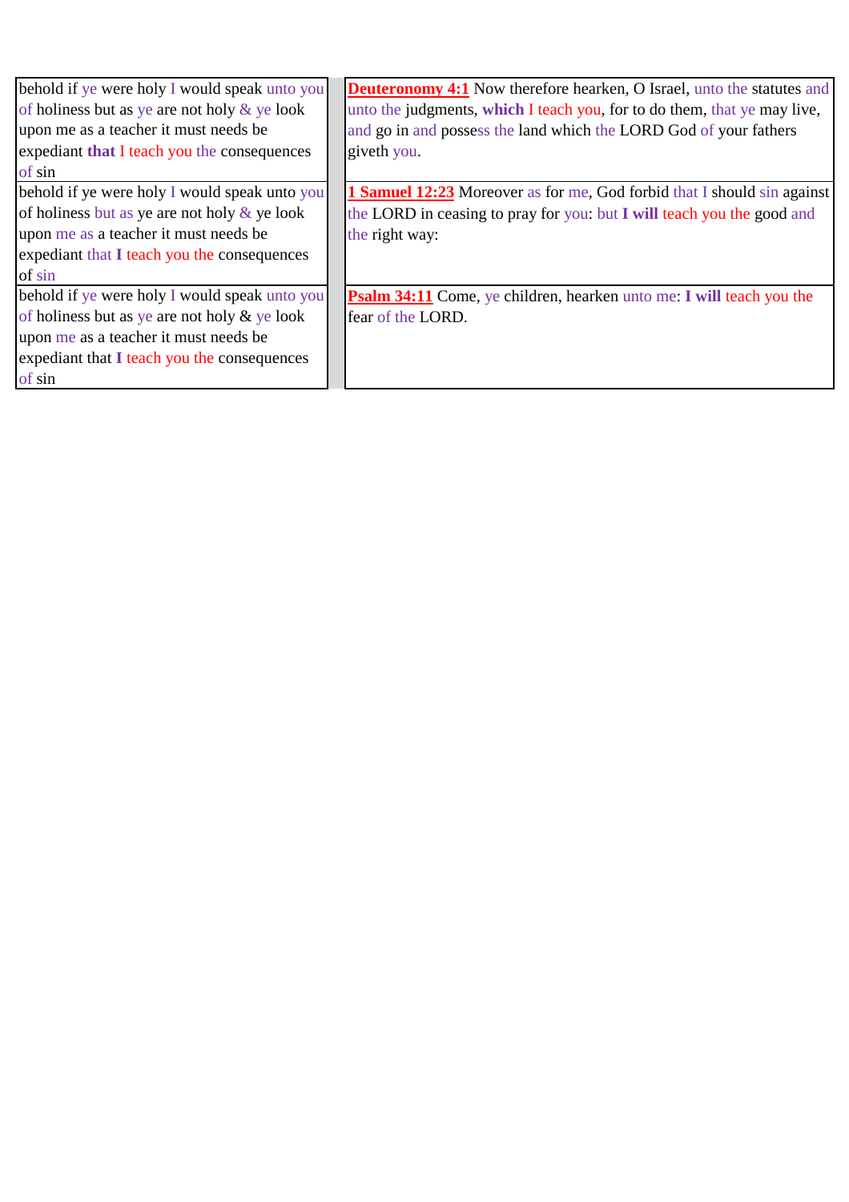| | |
|---|---|
| behold if ye were holy I would speak unto you of holiness but as ye are not holy & ye look upon me as a teacher it must needs be expediant **that** I teach you the consequences of sin | **Deuteronomy 4:1** Now therefore hearken, O Israel, unto the statutes and unto the judgments, **which** I teach you, for to do them, that ye may live, and go in and possess the land which the LORD God of your fathers giveth you. |
| behold if ye were holy I would speak unto you of holiness but as ye are not holy & ye look upon me as a teacher it must needs be expediant that **I** teach you the consequences of sin | **1 Samuel 12:23** Moreover as for me, God forbid that I should sin against the LORD in ceasing to pray for you: but **I will** teach you the good and the right way: |
| behold if ye were holy I would speak unto you of holiness but as ye are not holy & ye look upon me as a teacher it must needs be expediant that **I** teach you the consequences of sin | **Psalm 34:11** Come, ye children, hearken unto me: **I will** teach you the fear of the LORD. |